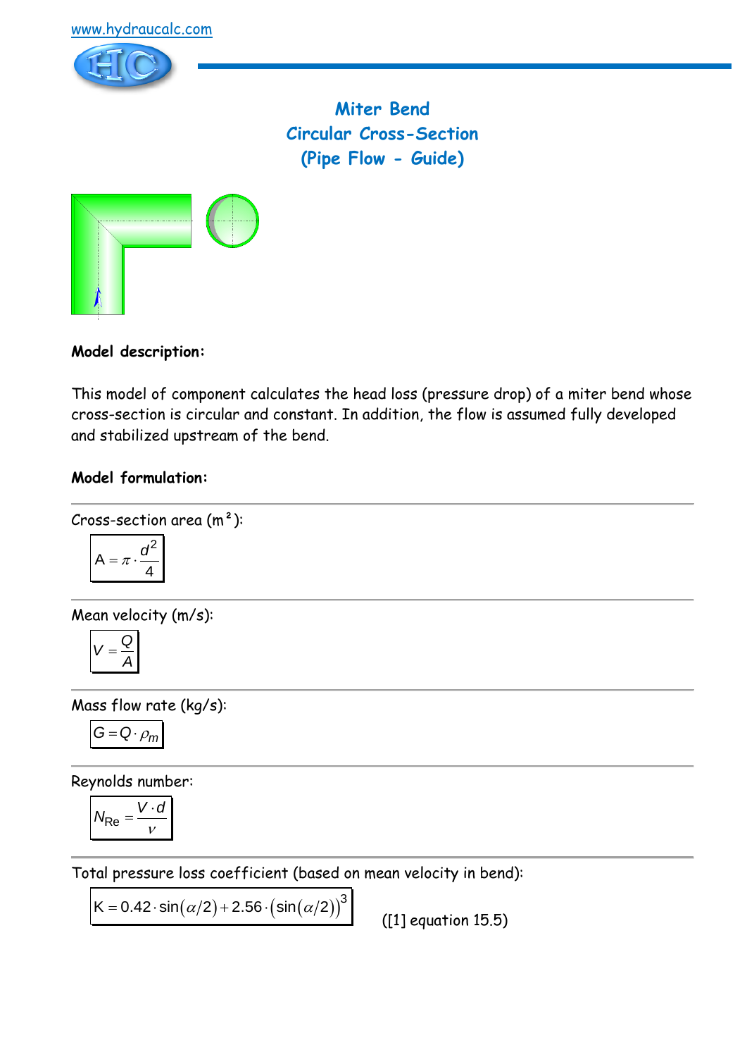www.hydraucalc.com

# Miter Bend
## Circular Cross-Section
## (Pipe Flow - Guide)

**Model description:**

This model of component calculates the head loss (pressure drop) of a miter bend whose cross-section is circular and constant. In addition, the flow is assumed fully developed and stabilized upstream of the bend.

**Model formulation:**

Cross-section area ($m^2$):

$$A = \pi \cdot \frac{d^2}{4}$$

Mean velocity (m/s):

$$V = \frac{Q}{A}$$

Mass flow rate (kg/s):

$$G = Q \cdot \rho_m$$

Reynolds number:

$$N_{Re} = \frac{V \cdot d}{\nu}$$

Total pressure loss coefficient (based on mean velocity in bend):

$$K = 0.42 \cdot \sin(\alpha/2) + 2.56 \cdot (\sin(\alpha/2))^3$$

([1] equation 15.5)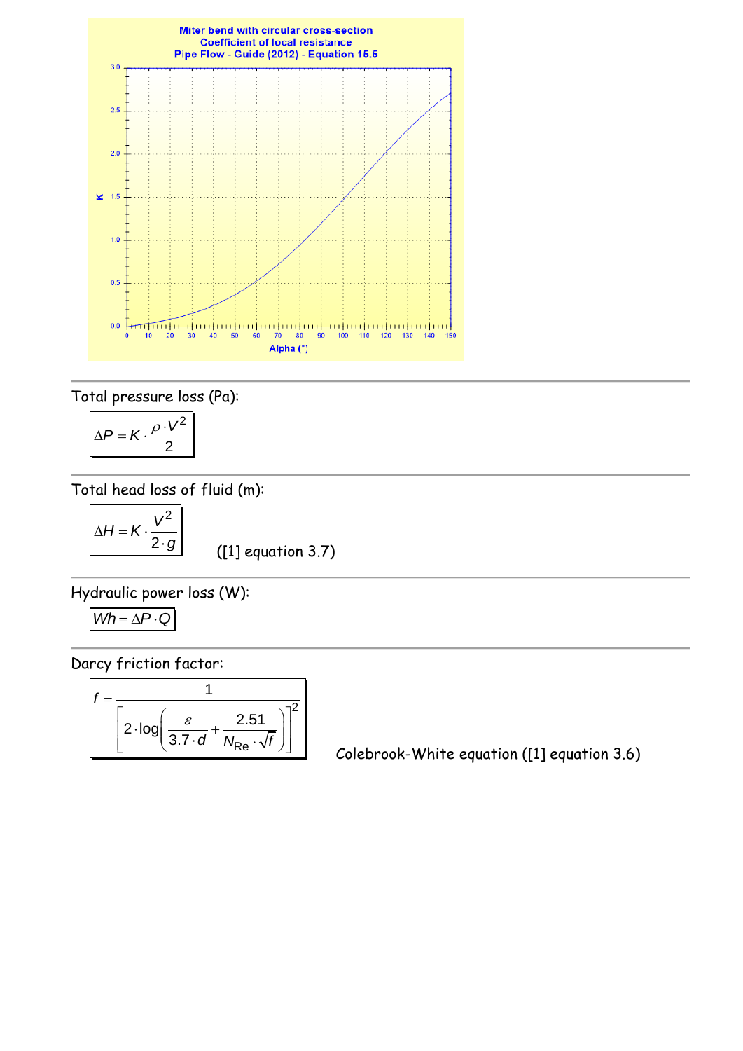Miter bend with circular cross-section
Coefficient of local resistance
Pipe Flow - Guide (2012) - Equation 15.5

Total pressure loss (Pa):

$$\Delta P = K \cdot \frac{\rho \cdot V^2}{2}$$

Total head loss of fluid (m):

$$\Delta H = K \cdot \frac{V^2}{2 \cdot g}$$

([1] equation 3.7)

Hydraulic power loss (W):

$$Wh = \Delta P \cdot Q$$

Darcy friction factor:

$$f = \frac{1}{\left[2 \cdot \log\left(\frac{\varepsilon}{3.7 \cdot d} + \frac{2.51}{N_{Re} \cdot \sqrt{f}}\right)\right]^2}$$

Colebrook-White equation ([1] equation 3.6)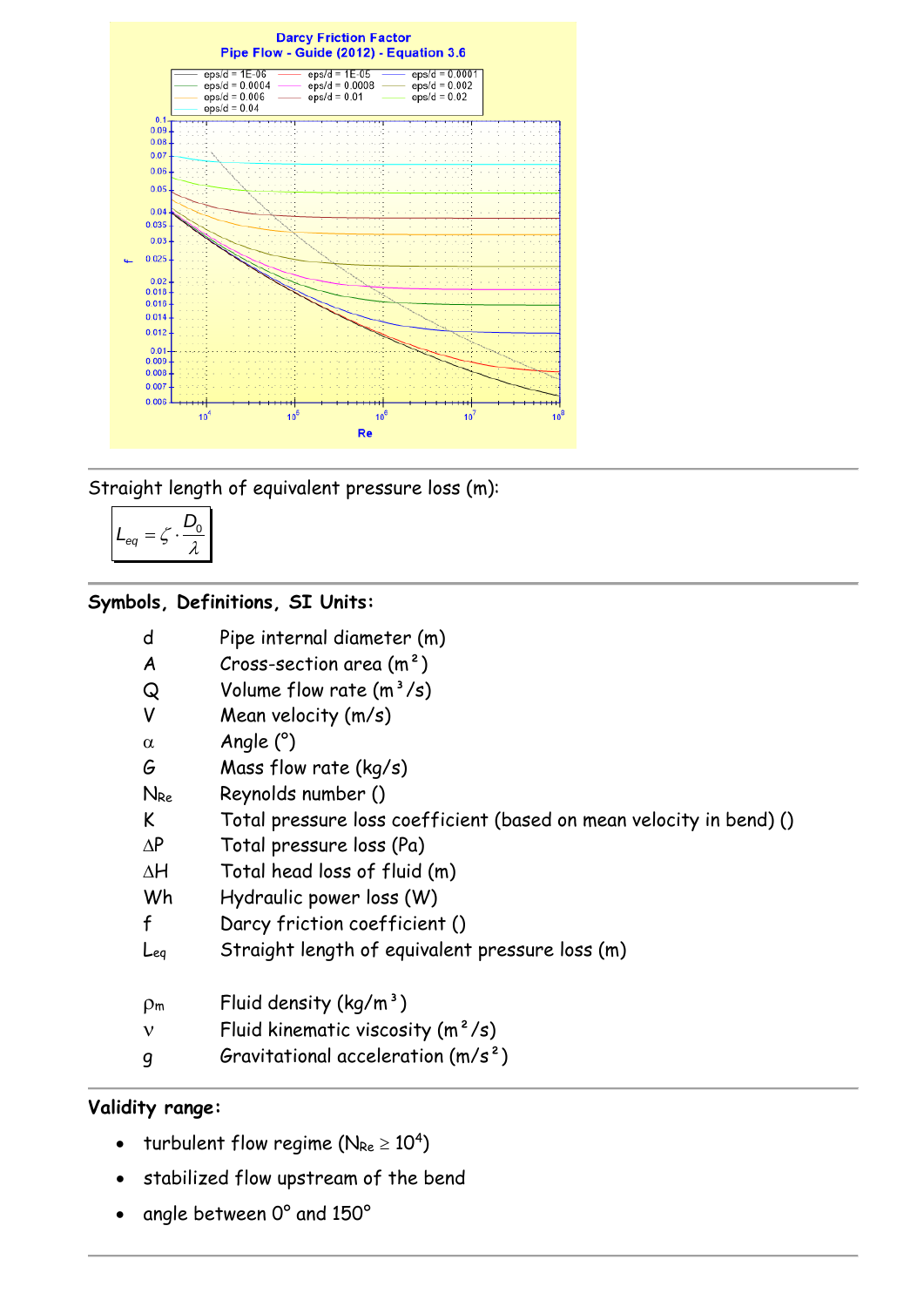Straight length of equivalent pressure loss (m):

$$L_{eq} = \zeta \cdot \frac{D_0}{\lambda}$$

**Symbols, Definitions, SI Units:**

| | |
|---|---|
| d | Pipe internal diameter (m) |
| A | Cross-section area (m²) |
| Q | Volume flow rate (m³/s) |
| V | Mean velocity (m/s) |
| $\alpha$ | Angle (°) |
| G | Mass flow rate (kg/s) |
| $N_{Re}$ | Reynolds number () |
| K | Total pressure loss coefficient (based on mean velocity in bend) () |
| $\Delta P$ | Total pressure loss (Pa) |
| $\Delta H$ | Total head loss of fluid (m) |
| Wh | Hydraulic power loss (W) |
| f | Darcy friction coefficient () |
| $L_{eq}$ | Straight length of equivalent pressure loss (m) |
| $\rho_m$ | Fluid density (kg/m³) |
| $\nu$ | Fluid kinematic viscosity (m²/s) |
| g | Gravitational acceleration (m/s²) |

**Validity range:**

- turbulent flow regime ($N_{Re} \geq 10^4$)
- stabilized flow upstream of the bend
- angle between 0° and 150°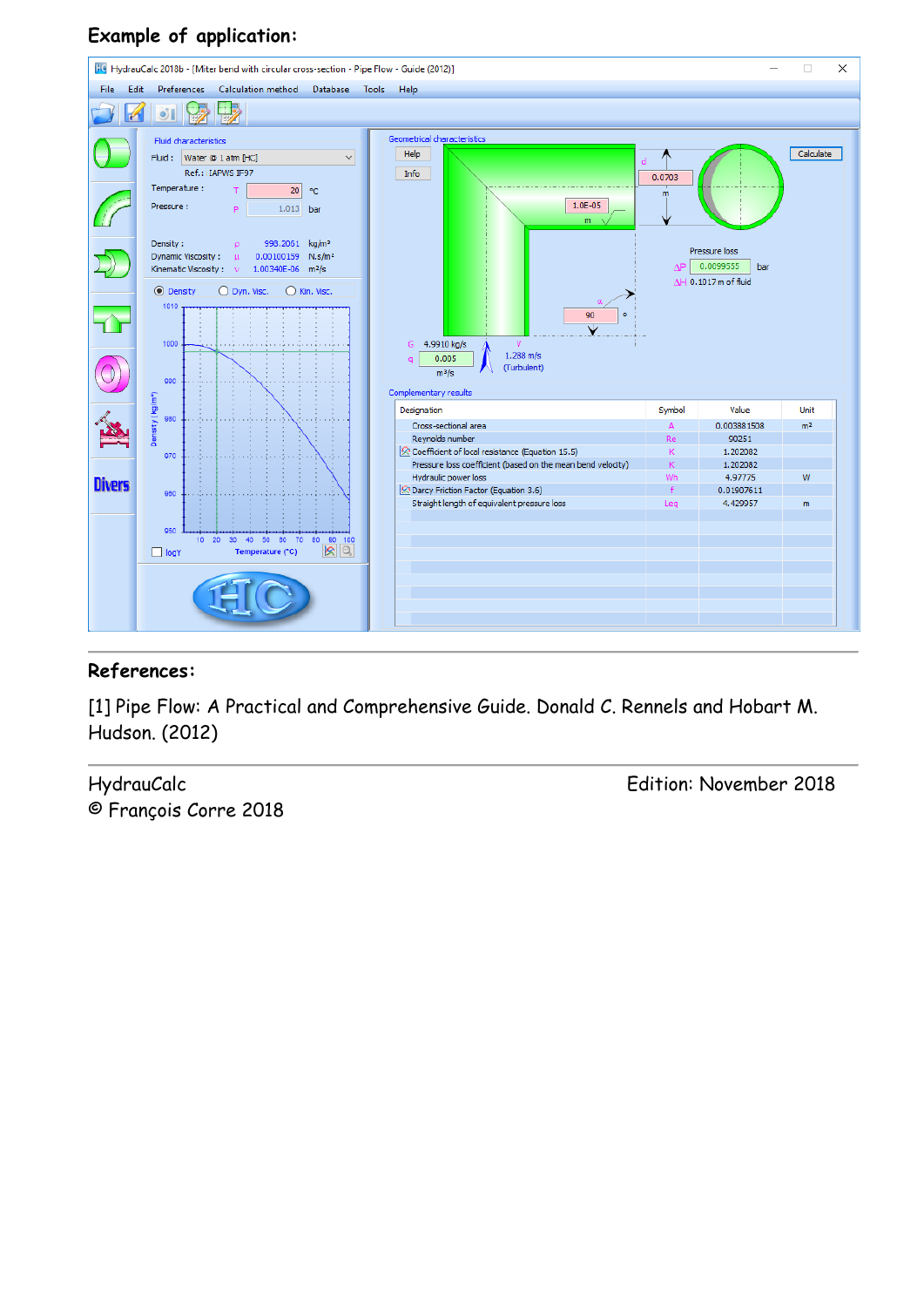## Example of application:

HydrauCalc 2018b - [Miter bend with circular cross-section - Pipe Flow - Guide (2012)]

Fluid characteristics

Fluid : Water @ 1 atm [HC]

Ref.: IAPWS IF97

Temperature : T 20 °C

Pressure : P 1.013 bar

Density : ρ 998.2061 kg/m³

Dynamic Viscosity : μ 0.00100159 N.s/m²

Kinematic Viscosity : ν 1.00340E-06 m²/s

Density / Dyn. visc. / Kin. visc.

Density (kg/m³)

Temperature (°C)

logY

Geometrical characteristics

d 0.0703 m

1.0E-05 m

α 90 °

G 4.9910 kg/s

q 0.005 m³/s

V 1.288 m/s (Turbulent)

Pressure loss

ΔP 0.0099555 bar

ΔH 0.1017 m of fluid

Complementary results

| Designation | Symbol | Value | Unit |
| --- | --- | --- | --- |
| Cross-sectional area | A | 0.003881508 | m² |
| Reynolds number | Re | 90251 | |
| Coefficient of local resistance (Equation 15.5) | K | 1.202082 | |
| Pressure loss coefficient (based on the mean bend velocity) | K | 1.202082 | |
| Hydraulic power loss | Wh | 4.97775 | W |
| Darcy Friction Factor (Equation 3.6) | f | 0.01907611 | |
| Straight length of equivalent pressure loss | Leq | 4.429957 | m |

## References:

[1] Pipe Flow: A Practical and Comprehensive Guide. Donald C. Rennels and Hobart M. Hudson. (2012)